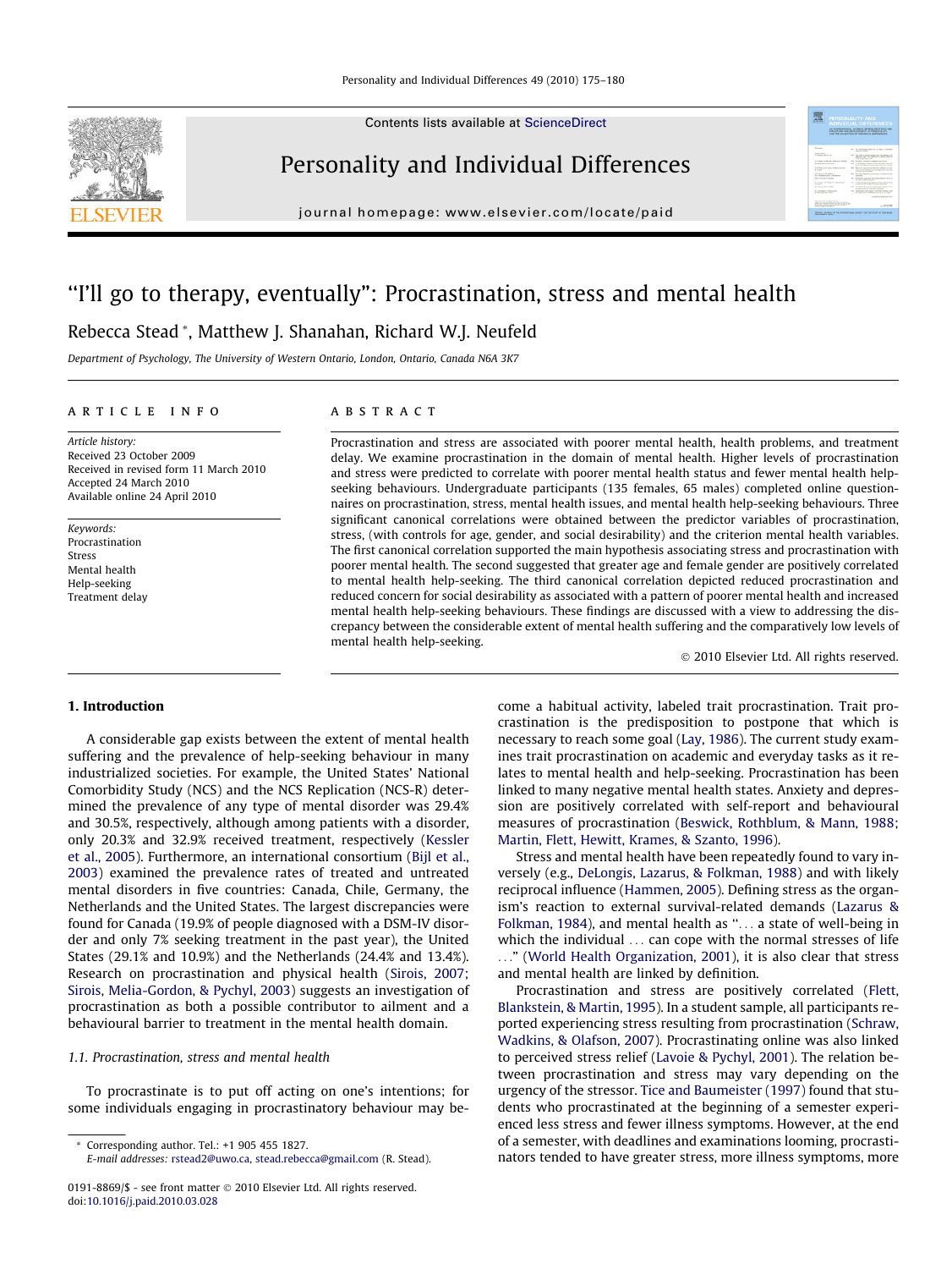# "I'll go to therapy, eventually": Procrastination, stress and mental health

Rebecca Stead *, Matthew J. Shanahan, Richard W.J. Neufeld

*Department of Psychology, The University of Western Ontario, London, Ontario, Canada N6A 3K7*

**ARTICLE INFO**

*Article history:*
Received 23 October 2009
Received in revised form 11 March 2010
Accepted 24 March 2010
Available online 24 April 2010

*Keywords:*
Procrastination
Stress
Mental health
Help-seeking
Treatment delay

**ABSTRACT**

Procrastination and stress are associated with poorer mental health, health problems, and treatment delay. We examine procrastination in the domain of mental health. Higher levels of procrastination and stress were predicted to correlate with poorer mental health status and fewer mental health help-seeking behaviours. Undergraduate participants (135 females, 65 males) completed online questionnaires on procrastination, stress, mental health issues, and mental health help-seeking behaviours. Three significant canonical correlations were obtained between the predictor variables of procrastination, stress, (with controls for age, gender, and social desirability) and the criterion mental health variables. The first canonical correlation supported the main hypothesis associating stress and procrastination with poorer mental health. The second suggested that greater age and female gender are positively correlated to mental health help-seeking. The third canonical correlation depicted reduced procrastination and reduced concern for social desirability as associated with a pattern of poorer mental health and increased mental health help-seeking behaviours. These findings are discussed with a view to addressing the discrepancy between the considerable extent of mental health suffering and the comparatively low levels of mental health help-seeking.

© 2010 Elsevier Ltd. All rights reserved.

## 1. Introduction

A considerable gap exists between the extent of mental health suffering and the prevalence of help-seeking behaviour in many industrialized societies. For example, the United States' National Comorbidity Study (NCS) and the NCS Replication (NCS-R) determined the prevalence of any type of mental disorder was 29.4% and 30.5%, respectively, although among patients with a disorder, only 20.3% and 32.9% received treatment, respectively (Kessler et al., 2005). Furthermore, an international consortium (Bijl et al., 2003) examined the prevalence rates of treated and untreated mental disorders in five countries: Canada, Chile, Germany, the Netherlands and the United States. The largest discrepancies were found for Canada (19.9% of people diagnosed with a DSM-IV disorder and only 7% seeking treatment in the past year), the United States (29.1% and 10.9%) and the Netherlands (24.4% and 13.4%). Research on procrastination and physical health (Sirois, 2007; Sirois, Melia-Gordon, & Pychyl, 2003) suggests an investigation of procrastination as both a possible contributor to ailment and a behavioural barrier to treatment in the mental health domain.

### 1.1. Procrastination, stress and mental health

To procrastinate is to put off acting on one's intentions; for some individuals engaging in procrastinatory behaviour may become a habitual activity, labeled trait procrastination. Trait procrastination is the predisposition to postpone that which is necessary to reach some goal (Lay, 1986). The current study examines trait procrastination on academic and everyday tasks as it relates to mental health and help-seeking. Procrastination has been linked to many negative mental health states. Anxiety and depression are positively correlated with self-report and behavioural measures of procrastination (Beswick, Rothblum, & Mann, 1988; Martin, Flett, Hewitt, Krames, & Szanto, 1996).

Stress and mental health have been repeatedly found to vary inversely (e.g., DeLongis, Lazarus, & Folkman, 1988) and with likely reciprocal influence (Hammen, 2005). Defining stress as the organism's reaction to external survival-related demands (Lazarus & Folkman, 1984), and mental health as "... a state of well-being in which the individual ... can cope with the normal stresses of life ..." (World Health Organization, 2001), it is also clear that stress and mental health are linked by definition.

Procrastination and stress are positively correlated (Flett, Blankstein, & Martin, 1995). In a student sample, all participants reported experiencing stress resulting from procrastination (Schraw, Wadkins, & Olafson, 2007). Procrastinating online was also linked to perceived stress relief (Lavoie & Pychyl, 2001). The relation between procrastination and stress may vary depending on the urgency of the stressor. Tice and Baumeister (1997) found that students who procrastinated at the beginning of a semester experienced less stress and fewer illness symptoms. However, at the end of a semester, with deadlines and examinations looming, procrastinators tended to have greater stress, more illness symptoms, more

* Corresponding author. Tel.: +1 905 455 1827.
*E-mail addresses:* rstead2@uwo.ca, stead.rebecca@gmail.com (R. Stead).

0191-8869/$ - see front matter © 2010 Elsevier Ltd. All rights reserved.
doi:10.1016/j.paid.2010.03.028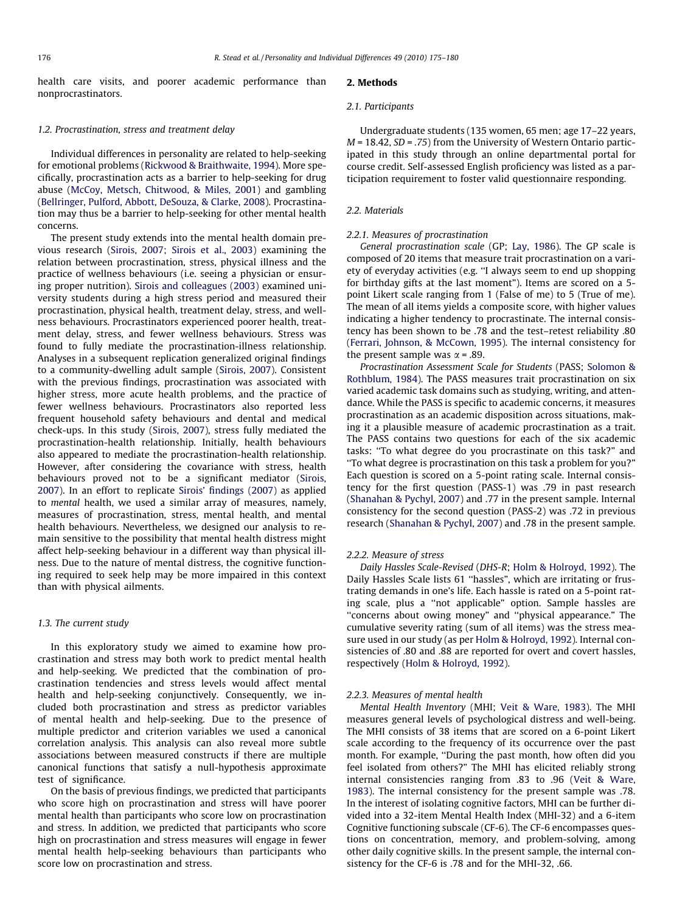health care visits, and poorer academic performance than nonprocrastinators.

### 1.2. Procrastination, stress and treatment delay

Individual differences in personality are related to help-seeking for emotional problems (Rickwood & Braithwaite, 1994). More specifically, procrastination acts as a barrier to help-seeking for drug abuse (McCoy, Metsch, Chitwood, & Miles, 2001) and gambling (Bellringer, Pulford, Abbott, DeSouza, & Clarke, 2008). Procrastination may thus be a barrier to help-seeking for other mental health concerns.

The present study extends into the mental health domain previous research (Sirois, 2007; Sirois et al., 2003) examining the relation between procrastination, stress, physical illness and the practice of wellness behaviours (i.e. seeing a physician or ensuring proper nutrition). Sirois and colleagues (2003) examined university students during a high stress period and measured their procrastination, physical health, treatment delay, stress, and wellness behaviours. Procrastinators experienced poorer health, treatment delay, stress, and fewer wellness behaviours. Stress was found to fully mediate the procrastination-illness relationship. Analyses in a subsequent replication generalized original findings to a community-dwelling adult sample (Sirois, 2007). Consistent with the previous findings, procrastination was associated with higher stress, more acute health problems, and the practice of fewer wellness behaviours. Procrastinators also reported less frequent household safety behaviours and dental and medical check-ups. In this study (Sirois, 2007), stress fully mediated the procrastination-health relationship. Initially, health behaviours also appeared to mediate the procrastination-health relationship. However, after considering the covariance with stress, health behaviours proved not to be a significant mediator (Sirois, 2007). In an effort to replicate Sirois' findings (2007) as applied to *mental* health, we used a similar array of measures, namely, measures of procrastination, stress, mental health, and mental health behaviours. Nevertheless, we designed our analysis to remain sensitive to the possibility that mental health distress might affect help-seeking behaviour in a different way than physical illness. Due to the nature of mental distress, the cognitive functioning required to seek help may be more impaired in this context than with physical ailments.

### 1.3. The current study

In this exploratory study we aimed to examine how procrastination and stress may both work to predict mental health and help-seeking. We predicted that the combination of procrastination tendencies and stress levels would affect mental health and help-seeking conjunctively. Consequently, we included both procrastination and stress as predictor variables of mental health and help-seeking. Due to the presence of multiple predictor and criterion variables we used a canonical correlation analysis. This analysis can also reveal more subtle associations between measured constructs if there are multiple canonical functions that satisfy a null-hypothesis approximate test of significance.

On the basis of previous findings, we predicted that participants who score high on procrastination and stress will have poorer mental health than participants who score low on procrastination and stress. In addition, we predicted that participants who score high on procrastination and stress measures will engage in fewer mental health help-seeking behaviours than participants who score low on procrastination and stress.

## 2. Methods

### 2.1. Participants

Undergraduate students (135 women, 65 men; age 17–22 years, $M = 18.42$, $SD = .75$) from the University of Western Ontario participated in this study through an online departmental portal for course credit. Self-assessed English proficiency was listed as a participation requirement to foster valid questionnaire responding.

### 2.2. Materials

#### 2.2.1. Measures of procrastination

*General procrastination scale* (GP; Lay, 1986). The GP scale is composed of 20 items that measure trait procrastination on a variety of everyday activities (e.g. "I always seem to end up shopping for birthday gifts at the last moment"). Items are scored on a 5-point Likert scale ranging from 1 (False of me) to 5 (True of me). The mean of all items yields a composite score, with higher values indicating a higher tendency to procrastinate. The internal consistency has been shown to be .78 and the test–retest reliability .80 (Ferrari, Johnson, & McCown, 1995). The internal consistency for the present sample was $\alpha = .89$.

*Procrastination Assessment Scale for Students* (PASS; Solomon & Rothblum, 1984). The PASS measures trait procrastination on six varied academic task domains such as studying, writing, and attendance. While the PASS is specific to academic concerns, it measures procrastination as an academic disposition across situations, making it a plausible measure of academic procrastination as a trait. The PASS contains two questions for each of the six academic tasks: "To what degree do you procrastinate on this task?" and "To what degree is procrastination on this task a problem for you?" Each question is scored on a 5-point rating scale. Internal consistency for the first question (PASS-1) was .79 in past research (Shanahan & Pychyl, 2007) and .77 in the present sample. Internal consistency for the second question (PASS-2) was .72 in previous research (Shanahan & Pychyl, 2007) and .78 in the present sample.

#### 2.2.2. Measure of stress

*Daily Hassles Scale-Revised* (*DHS-R*; Holm & Holroyd, 1992). The Daily Hassles Scale lists 61 "hassles", which are irritating or frustrating demands in one's life. Each hassle is rated on a 5-point rating scale, plus a "not applicable" option. Sample hassles are "concerns about owing money" and "physical appearance." The cumulative severity rating (sum of all items) was the stress measure used in our study (as per Holm & Holroyd, 1992). Internal consistencies of .80 and .88 are reported for overt and covert hassles, respectively (Holm & Holroyd, 1992).

#### 2.2.3. Measures of mental health

*Mental Health Inventory* (MHI; Veit & Ware, 1983). The MHI measures general levels of psychological distress and well-being. The MHI consists of 38 items that are scored on a 6-point Likert scale according to the frequency of its occurrence over the past month. For example, "During the past month, how often did you feel isolated from others?" The MHI has elicited reliably strong internal consistencies ranging from .83 to .96 (Veit & Ware, 1983). The internal consistency for the present sample was .78. In the interest of isolating cognitive factors, MHI can be further divided into a 32-item Mental Health Index (MHI-32) and a 6-item Cognitive functioning subscale (CF-6). The CF-6 encompasses questions on concentration, memory, and problem-solving, among other daily cognitive skills. In the present sample, the internal consistency for the CF-6 is .78 and for the MHI-32, .66.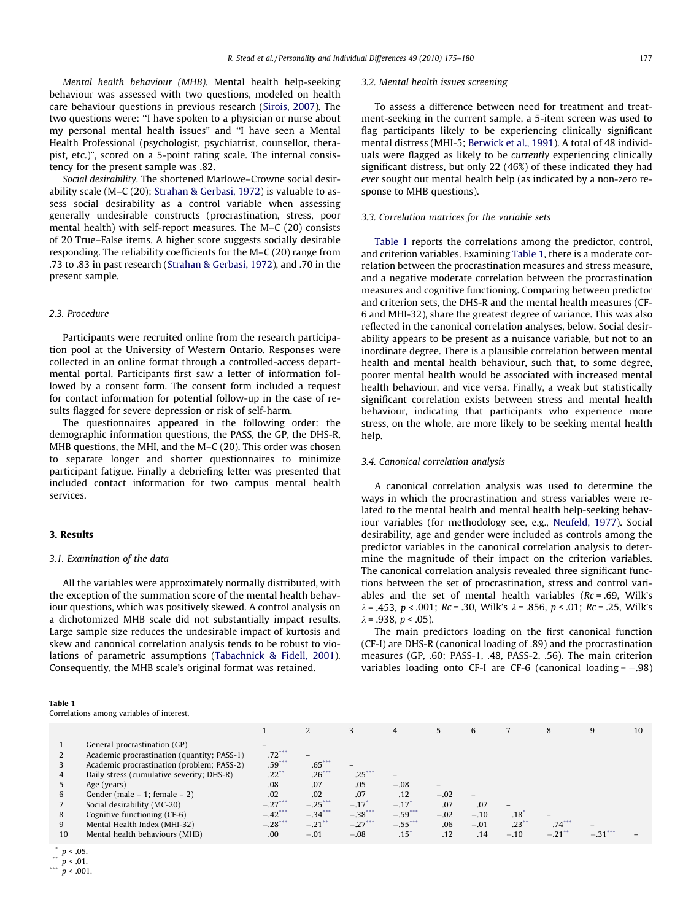*Mental health behaviour (MHB)*. Mental health help-seeking behaviour was assessed with two questions, modeled on health care behaviour questions in previous research (Sirois, 2007). The two questions were: "I have spoken to a physician or nurse about my personal mental health issues" and "I have seen a Mental Health Professional (psychologist, psychiatrist, counsellor, therapist, etc.)", scored on a 5-point rating scale. The internal consistency for the present sample was .82.

*Social desirability*. The shortened Marlowe–Crowne social desirability scale (M–C (20); Strahan & Gerbasi, 1972) is valuable to assess social desirability as a control variable when assessing generally undesirable constructs (procrastination, stress, poor mental health) with self-report measures. The M–C (20) consists of 20 True–False items. A higher score suggests socially desirable responding. The reliability coefficients for the M–C (20) range from .73 to .83 in past research (Strahan & Gerbasi, 1972), and .70 in the present sample.

### 2.3. Procedure

Participants were recruited online from the research participation pool at the University of Western Ontario. Responses were collected in an online format through a controlled-access departmental portal. Participants first saw a letter of information followed by a consent form. The consent form included a request for contact information for potential follow-up in the case of results flagged for severe depression or risk of self-harm.

The questionnaires appeared in the following order: the demographic information questions, the PASS, the GP, the DHS-R, MHB questions, the MHI, and the M–C (20). This order was chosen to separate longer and shorter questionnaires to minimize participant fatigue. Finally a debriefing letter was presented that included contact information for two campus mental health services.

## 3. Results

### 3.1. Examination of the data

All the variables were approximately normally distributed, with the exception of the summation score of the mental health behaviour questions, which was positively skewed. A control analysis on a dichotomized MHB scale did not substantially impact results. Large sample size reduces the undesirable impact of kurtosis and skew and canonical correlation analysis tends to be robust to violations of parametric assumptions (Tabachnick & Fidell, 2001). Consequently, the MHB scale's original format was retained.

### 3.2. Mental health issues screening

To assess a difference between need for treatment and treatment-seeking in the current sample, a 5-item screen was used to flag participants likely to be experiencing clinically significant mental distress (MHI-5; Berwick et al., 1991). A total of 48 individuals were flagged as likely to be *currently* experiencing clinically significant distress, but only 22 (46%) of these indicated they had *ever* sought out mental health help (as indicated by a non-zero response to MHB questions).

### 3.3. Correlation matrices for the variable sets

Table 1 reports the correlations among the predictor, control, and criterion variables. Examining Table 1, there is a moderate correlation between the procrastination measures and stress measure, and a negative moderate correlation between the procrastination measures and cognitive functioning. Comparing between predictor and criterion sets, the DHS-R and the mental health measures (CF-6 and MHI-32), share the greatest degree of variance. This was also reflected in the canonical correlation analyses, below. Social desirability appears to be present as a nuisance variable, but not to an inordinate degree. There is a plausible correlation between mental health and mental health behaviour, such that, to some degree, poorer mental health would be associated with increased mental health behaviour, and vice versa. Finally, a weak but statistically significant correlation exists between stress and mental health behaviour, indicating that participants who experience more stress, on the whole, are more likely to be seeking mental health help.

### 3.4. Canonical correlation analysis

A canonical correlation analysis was used to determine the ways in which the procrastination and stress variables were related to the mental health and mental health help-seeking behaviour variables (for methodology see, e.g., Neufeld, 1977). Social desirability, age and gender were included as controls among the predictor variables in the canonical correlation analysis to determine the magnitude of their impact on the criterion variables. The canonical correlation analysis revealed three significant functions between the set of procrastination, stress and control variables and the set of mental health variables ($Rc = .69$, Wilk's $\lambda = .453$, $p < .001$; $Rc = .30$, Wilk's $\lambda = .856$, $p < .01$; $Rc = .25$, Wilk's $\lambda = .938$, $p < .05$).

The main predictors loading on the first canonical function (CF-I) are DHS-R (canonical loading of .89) and the procrastination measures (GP, .60; PASS-1, .48, PASS-2, .56). The main criterion variables loading onto CF-I are CF-6 (canonical loading = −.98)

**Table 1**
Correlations among variables of interest.

| | | 1 | 2 | 3 | 4 | 5 | 6 | 7 | 8 | 9 | 10 |
|---|---|---|---|---|---|---|---|---|---|---|---|
| 1 | General procrastination (GP) | – | | | | | | | | | |
| 2 | Academic procrastination (quantity; PASS-1) | .72*** | – | | | | | | | | |
| 3 | Academic procrastination (problem; PASS-2) | .59*** | .65*** | – | | | | | | | |
| 4 | Daily stress (cumulative severity; DHS-R) | .22** | .26*** | .25*** | – | | | | | | |
| 5 | Age (years) | .08 | .07 | .05 | −.08 | – | | | | | |
| 6 | Gender (male – 1; female – 2) | .02 | .02 | .07 | .12 | −.02 | – | | | | |
| 7 | Social desirability (MC-20) | −.27*** | −.25*** | −.17* | −.17* | .07 | .07 | – | | | |
| 8 | Cognitive functioning (CF-6) | −.42*** | −.34*** | −.38*** | −.59*** | −.02 | −.10 | .18* | – | | |
| 9 | Mental Health Index (MHI-32) | −.28*** | −.21** | −.27*** | −.55*** | .06 | −.01 | .23** | .74*** | – | |
| 10 | Mental health behaviours (MHB) | .00 | −.01 | −.08 | .15* | .12 | .14 | −.10 | −.21** | −.31*** | – |

\* $p < .05$.
\*\* $p < .01$.
\*\*\* $p < .001$.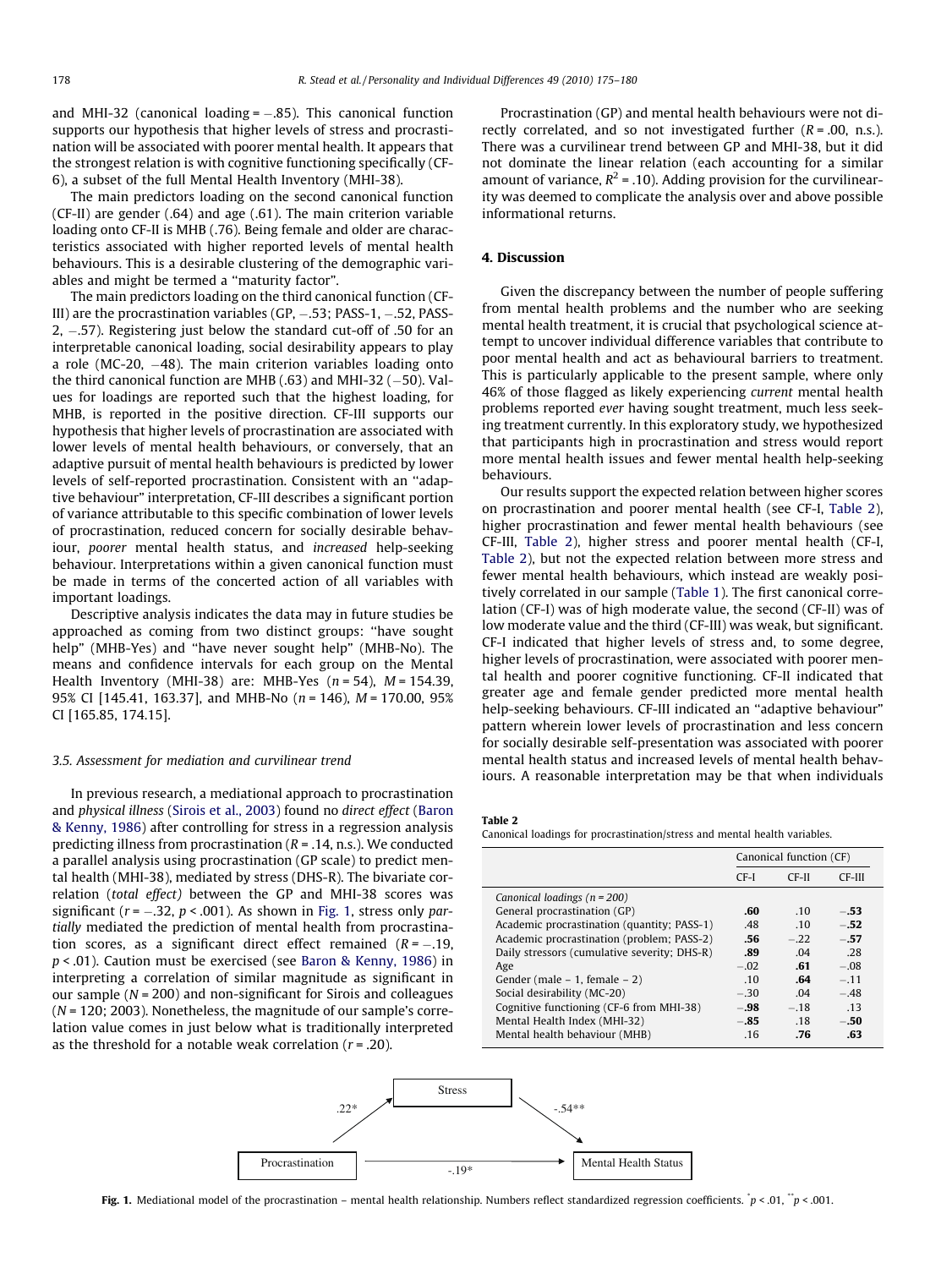and MHI-32 (canonical loading = −.85). This canonical function supports our hypothesis that higher levels of stress and procrastination will be associated with poorer mental health. It appears that the strongest relation is with cognitive functioning specifically (CF-6), a subset of the full Mental Health Inventory (MHI-38).

The main predictors loading on the second canonical function (CF-II) are gender (.64) and age (.61). The main criterion variable loading onto CF-II is MHB (.76). Being female and older are characteristics associated with higher reported levels of mental health behaviours. This is a desirable clustering of the demographic variables and might be termed a "maturity factor".

The main predictors loading on the third canonical function (CF-III) are the procrastination variables (GP, −.53; PASS-1, −.52, PASS-2, −.57). Registering just below the standard cut-off of .50 for an interpretable canonical loading, social desirability appears to play a role (MC-20, −48). The main criterion variables loading onto the third canonical function are MHB (.63) and MHI-32 (−50). Values for loadings are reported such that the highest loading, for MHB, is reported in the positive direction. CF-III supports our hypothesis that higher levels of procrastination are associated with lower levels of mental health behaviours, or conversely, that an adaptive pursuit of mental health behaviours is predicted by lower levels of self-reported procrastination. Consistent with an "adaptive behaviour" interpretation, CF-III describes a significant portion of variance attributable to this specific combination of lower levels of procrastination, reduced concern for socially desirable behaviour, *poorer* mental health status, and *increased* help-seeking behaviour. Interpretations within a given canonical function must be made in terms of the concerted action of all variables with important loadings.

Descriptive analysis indicates the data may in future studies be approached as coming from two distinct groups: "have sought help" (MHB-Yes) and "have never sought help" (MHB-No). The means and confidence intervals for each group on the Mental Health Inventory (MHI-38) are: MHB-Yes ($n = 54$), $M = 154.39$, 95% CI [145.41, 163.37], and MHB-No ($n = 146$), $M = 170.00$, 95% CI [165.85, 174.15].

### 3.5. Assessment for mediation and curvilinear trend

In previous research, a mediational approach to procrastination and *physical illness* (Sirois et al., 2003) found no *direct effect* (Baron & Kenny, 1986) after controlling for stress in a regression analysis predicting illness from procrastination ($R = .14$, n.s.). We conducted a parallel analysis using procrastination (GP scale) to predict mental health (MHI-38), mediated by stress (DHS-R). The bivariate correlation (*total effect*) between the GP and MHI-38 scores was significant ($r = -.32$, $p < .001$). As shown in Fig. 1, stress only *partially* mediated the prediction of mental health from procrastination scores, as a significant direct effect remained ($R = -.19$, $p < .01$). Caution must be exercised (see Baron & Kenny, 1986) in interpreting a correlation of similar magnitude as significant in our sample ($N = 200$) and non-significant for Sirois and colleagues ($N = 120$; 2003). Nonetheless, the magnitude of our sample's correlation value comes in just below what is traditionally interpreted as the threshold for a notable weak correlation ($r = .20$).

Procrastination (GP) and mental health behaviours were not directly correlated, and so not investigated further ($R = .00$, n.s.). There was a curvilinear trend between GP and MHI-38, but it did not dominate the linear relation (each accounting for a similar amount of variance, $R^2 = .10$). Adding provision for the curvilinearity was deemed to complicate the analysis over and above possible informational returns.

## 4. Discussion

Given the discrepancy between the number of people suffering from mental health problems and the number who are seeking mental health treatment, it is crucial that psychological science attempt to uncover individual difference variables that contribute to poor mental health and act as behavioural barriers to treatment. This is particularly applicable to the present sample, where only 46% of those flagged as likely experiencing *current* mental health problems reported *ever* having sought treatment, much less seeking treatment currently. In this exploratory study, we hypothesized that participants high in procrastination and stress would report more mental health issues and fewer mental health help-seeking behaviours.

Our results support the expected relation between higher scores on procrastination and poorer mental health (see CF-I, Table 2), higher procrastination and fewer mental health behaviours (see CF-III, Table 2), higher stress and poorer mental health (CF-I, Table 2), but not the expected relation between more stress and fewer mental health behaviours, which instead are weakly positively correlated in our sample (Table 1). The first canonical correlation (CF-I) was of high moderate value, the second (CF-II) was of low moderate value and the third (CF-III) was weak, but significant. CF-I indicated that higher levels of stress and, to some degree, higher levels of procrastination, were associated with poorer mental health and poorer cognitive functioning. CF-II indicated that greater age and female gender predicted more mental health help-seeking behaviours. CF-III indicated an "adaptive behaviour" pattern wherein lower levels of procrastination and less concern for socially desirable self-presentation was associated with poorer mental health status and increased levels of mental health behaviours. A reasonable interpretation may be that when individuals

**Table 2**
Canonical loadings for procrastination/stress and mental health variables.

| | Canonical function (CF) | | |
|---|---|---|---|
| | CF-I | CF-II | CF-III |
| *Canonical loadings (n = 200)* | | | |
| General procrastination (GP) | **.60** | .10 | **−.53** |
| Academic procrastination (quantity; PASS-1) | .48 | .10 | **−.52** |
| Academic procrastination (problem; PASS-2) | **.56** | −.22 | **−.57** |
| Daily stressors (cumulative severity; DHS-R) | **.89** | .04 | .28 |
| Age | −.02 | **.61** | −.08 |
| Gender (male – 1, female – 2) | .10 | **.64** | −.11 |
| Social desirability (MC-20) | −.30 | .04 | −.48 |
| Cognitive functioning (CF-6 from MHI-38) | **−.98** | −.18 | .13 |
| Mental Health Index (MHI-32) | **−.85** | .18 | **−.50** |
| Mental health behaviour (MHB) | .16 | **.76** | **.63** |

**Fig. 1.** Mediational model of the procrastination – mental health relationship. Numbers reflect standardized regression coefficients. *$p < .01$, **$p < .001$.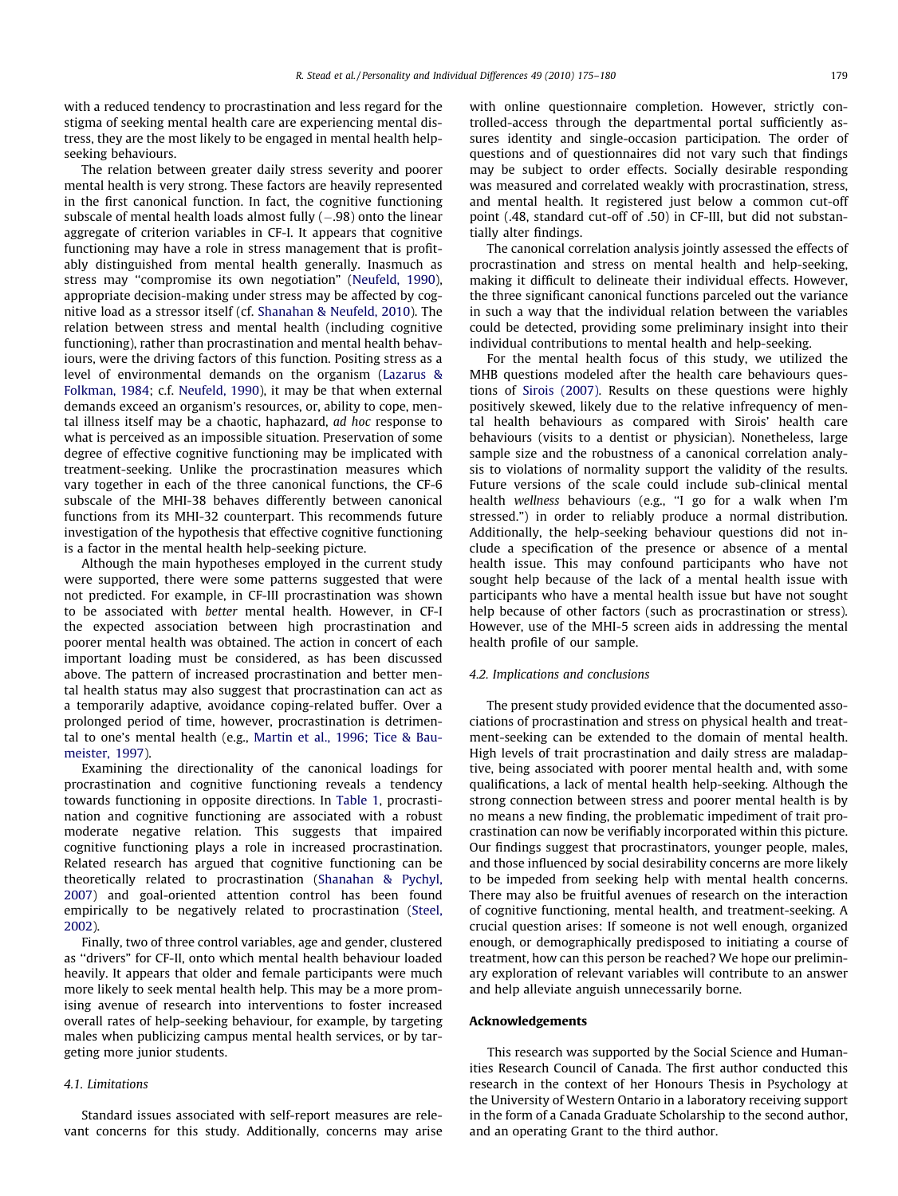with a reduced tendency to procrastination and less regard for the stigma of seeking mental health care are experiencing mental distress, they are the most likely to be engaged in mental health help-seeking behaviours.

The relation between greater daily stress severity and poorer mental health is very strong. These factors are heavily represented in the first canonical function. In fact, the cognitive functioning subscale of mental health loads almost fully (−.98) onto the linear aggregate of criterion variables in CF-I. It appears that cognitive functioning may have a role in stress management that is profitably distinguished from mental health generally. Inasmuch as stress may "compromise its own negotiation" (Neufeld, 1990), appropriate decision-making under stress may be affected by cognitive load as a stressor itself (cf. Shanahan & Neufeld, 2010). The relation between stress and mental health (including cognitive functioning), rather than procrastination and mental health behaviours, were the driving factors of this function. Positing stress as a level of environmental demands on the organism (Lazarus & Folkman, 1984; c.f. Neufeld, 1990), it may be that when external demands exceed an organism's resources, or, ability to cope, mental illness itself may be a chaotic, haphazard, *ad hoc* response to what is perceived as an impossible situation. Preservation of some degree of effective cognitive functioning may be implicated with treatment-seeking. Unlike the procrastination measures which vary together in each of the three canonical functions, the CF-6 subscale of the MHI-38 behaves differently between canonical functions from its MHI-32 counterpart. This recommends future investigation of the hypothesis that effective cognitive functioning is a factor in the mental health help-seeking picture.

Although the main hypotheses employed in the current study were supported, there were some patterns suggested that were not predicted. For example, in CF-III procrastination was shown to be associated with *better* mental health. However, in CF-I the expected association between high procrastination and poorer mental health was obtained. The action in concert of each important loading must be considered, as has been discussed above. The pattern of increased procrastination and better mental health status may also suggest that procrastination can act as a temporarily adaptive, avoidance coping-related buffer. Over a prolonged period of time, however, procrastination is detrimental to one's mental health (e.g., Martin et al., 1996; Tice & Baumeister, 1997).

Examining the directionality of the canonical loadings for procrastination and cognitive functioning reveals a tendency towards functioning in opposite directions. In Table 1, procrastination and cognitive functioning are associated with a robust moderate negative relation. This suggests that impaired cognitive functioning plays a role in increased procrastination. Related research has argued that cognitive functioning can be theoretically related to procrastination (Shanahan & Pychyl, 2007) and goal-oriented attention control has been found empirically to be negatively related to procrastination (Steel, 2002).

Finally, two of three control variables, age and gender, clustered as "drivers" for CF-II, onto which mental health behaviour loaded heavily. It appears that older and female participants were much more likely to seek mental health help. This may be a more promising avenue of research into interventions to foster increased overall rates of help-seeking behaviour, for example, by targeting males when publicizing campus mental health services, or by targeting more junior students.

### 4.1. Limitations

Standard issues associated with self-report measures are relevant concerns for this study. Additionally, concerns may arise with online questionnaire completion. However, strictly controlled-access through the departmental portal sufficiently assures identity and single-occasion participation. The order of questions and of questionnaires did not vary such that findings may be subject to order effects. Socially desirable responding was measured and correlated weakly with procrastination, stress, and mental health. It registered just below a common cut-off point (.48, standard cut-off of .50) in CF-III, but did not substantially alter findings.

The canonical correlation analysis jointly assessed the effects of procrastination and stress on mental health and help-seeking, making it difficult to delineate their individual effects. However, the three significant canonical functions parceled out the variance in such a way that the individual relation between the variables could be detected, providing some preliminary insight into their individual contributions to mental health and help-seeking.

For the mental health focus of this study, we utilized the MHB questions modeled after the health care behaviours questions of Sirois (2007). Results on these questions were highly positively skewed, likely due to the relative infrequency of mental health behaviours as compared with Sirois' health care behaviours (visits to a dentist or physician). Nonetheless, large sample size and the robustness of a canonical correlation analysis to violations of normality support the validity of the results. Future versions of the scale could include sub-clinical mental health *wellness* behaviours (e.g., "I go for a walk when I'm stressed.") in order to reliably produce a normal distribution. Additionally, the help-seeking behaviour questions did not include a specification of the presence or absence of a mental health issue. This may confound participants who have not sought help because of the lack of a mental health issue with participants who have a mental health issue but have not sought help because of other factors (such as procrastination or stress). However, use of the MHI-5 screen aids in addressing the mental health profile of our sample.

### 4.2. Implications and conclusions

The present study provided evidence that the documented associations of procrastination and stress on physical health and treatment-seeking can be extended to the domain of mental health. High levels of trait procrastination and daily stress are maladaptive, being associated with poorer mental health and, with some qualifications, a lack of mental health help-seeking. Although the strong connection between stress and poorer mental health is by no means a new finding, the problematic impediment of trait procrastination can now be verifiably incorporated within this picture. Our findings suggest that procrastinators, younger people, males, and those influenced by social desirability concerns are more likely to be impeded from seeking help with mental health concerns. There may also be fruitful avenues of research on the interaction of cognitive functioning, mental health, and treatment-seeking. A crucial question arises: If someone is not well enough, organized enough, or demographically predisposed to initiating a course of treatment, how can this person be reached? We hope our preliminary exploration of relevant variables will contribute to an answer and help alleviate anguish unnecessarily borne.

## Acknowledgements

This research was supported by the Social Science and Humanities Research Council of Canada. The first author conducted this research in the context of her Honours Thesis in Psychology at the University of Western Ontario in a laboratory receiving support in the form of a Canada Graduate Scholarship to the second author, and an operating Grant to the third author.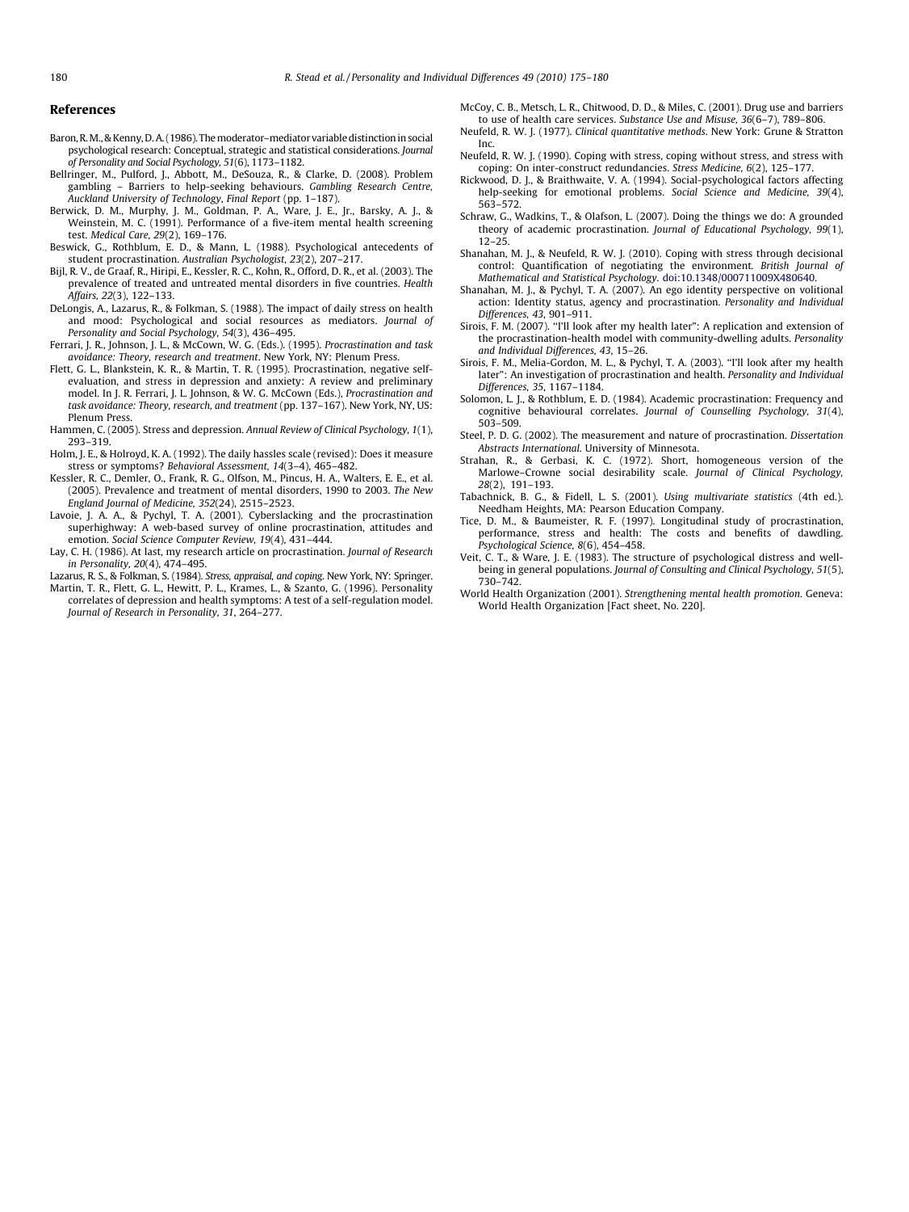## References

Baron, R. M., & Kenny, D. A. (1986). The moderator–mediator variable distinction in social psychological research: Conceptual, strategic and statistical considerations. *Journal of Personality and Social Psychology, 51*(6), 1173–1182.

Bellringer, M., Pulford, J., Abbott, M., DeSouza, R., & Clarke, D. (2008). Problem gambling – Barriers to help-seeking behaviours. *Gambling Research Centre, Auckland University of Technology, Final Report* (pp. 1–187).

Berwick, D. M., Murphy, J. M., Goldman, P. A., Ware, J. E., Jr., Barsky, A. J., & Weinstein, M. C. (1991). Performance of a five-item mental health screening test. *Medical Care, 29*(2), 169–176.

Beswick, G., Rothblum, E. D., & Mann, L. (1988). Psychological antecedents of student procrastination. *Australian Psychologist, 23*(2), 207–217.

Bijl, R. V., de Graaf, R., Hiripi, E., Kessler, R. C., Kohn, R., Offord, D. R., et al. (2003). The prevalence of treated and untreated mental disorders in five countries. *Health Affairs, 22*(3), 122–133.

DeLongis, A., Lazarus, R., & Folkman, S. (1988). The impact of daily stress on health and mood: Psychological and social resources as mediators. *Journal of Personality and Social Psychology, 54*(3), 436–495.

Ferrari, J. R., Johnson, J. L., & McCown, W. G. (Eds.). (1995). *Procrastination and task avoidance: Theory, research and treatment*. New York, NY: Plenum Press.

Flett, G. L., Blankstein, K. R., & Martin, T. R. (1995). Procrastination, negative self-evaluation, and stress in depression and anxiety: A review and preliminary model. In J. R. Ferrari, J. L. Johnson, & W. G. McCown (Eds.), *Procrastination and task avoidance: Theory, research, and treatment* (pp. 137–167). New York, NY, US: Plenum Press.

Hammen, C. (2005). Stress and depression. *Annual Review of Clinical Psychology, 1*(1), 293–319.

Holm, J. E., & Holroyd, K. A. (1992). The daily hassles scale (revised): Does it measure stress or symptoms? *Behavioral Assessment, 14*(3–4), 465–482.

Kessler, R. C., Demler, O., Frank, R. G., Olfson, M., Pincus, H. A., Walters, E. E., et al. (2005). Prevalence and treatment of mental disorders, 1990 to 2003. *The New England Journal of Medicine, 352*(24), 2515–2523.

Lavoie, J. A. A., & Pychyl, T. A. (2001). Cyberslacking and the procrastination superhighway: A web-based survey of online procrastination, attitudes and emotion. *Social Science Computer Review, 19*(4), 431–444.

Lay, C. H. (1986). At last, my research article on procrastination. *Journal of Research in Personality, 20*(4), 474–495.

Lazarus, R. S., & Folkman, S. (1984). *Stress, appraisal, and coping*. New York, NY: Springer.

Martin, T. R., Flett, G. L., Hewitt, P. L., Krames, L., & Szanto, G. (1996). Personality correlates of depression and health symptoms: A test of a self-regulation model. *Journal of Research in Personality, 31*, 264–277.

McCoy, C. B., Metsch, L. R., Chitwood, D. D., & Miles, C. (2001). Drug use and barriers to use of health care services. *Substance Use and Misuse, 36*(6–7), 789–806.

Neufeld, R. W. J. (1977). *Clinical quantitative methods*. New York: Grune & Stratton Inc.

Neufeld, R. W. J. (1990). Coping with stress, coping without stress, and stress with coping: On inter-construct redundancies. *Stress Medicine, 6*(2), 125–177.

Rickwood, D. J., & Braithwaite, V. A. (1994). Social-psychological factors affecting help-seeking for emotional problems. *Social Science and Medicine, 39*(4), 563–572.

Schraw, G., Wadkins, T., & Olafson, L. (2007). Doing the things we do: A grounded theory of academic procrastination. *Journal of Educational Psychology, 99*(1), 12–25.

Shanahan, M. J., & Neufeld, R. W. J. (2010). Coping with stress through decisional control: Quantification of negotiating the environment. *British Journal of Mathematical and Statistical Psychology*. doi:10.1348/000711009X480640.

Shanahan, M. J., & Pychyl, T. A. (2007). An ego identity perspective on volitional action: Identity status, agency and procrastination. *Personality and Individual Differences, 43*, 901–911.

Sirois, F. M. (2007). "I'll look after my health later": A replication and extension of the procrastination-health model with community-dwelling adults. *Personality and Individual Differences, 43*, 15–26.

Sirois, F. M., Melia-Gordon, M. L., & Pychyl, T. A. (2003). "I'll look after my health later": An investigation of procrastination and health. *Personality and Individual Differences, 35*, 1167–1184.

Solomon, L. J., & Rothblum, E. D. (1984). Academic procrastination: Frequency and cognitive behavioural correlates. *Journal of Counselling Psychology, 31*(4), 503–509.

Steel, P. D. G. (2002). The measurement and nature of procrastination. *Dissertation Abstracts International*. University of Minnesota.

Strahan, R., & Gerbasi, K. C. (1972). Short, homogeneous version of the Marlowe–Crowne social desirability scale. *Journal of Clinical Psychology, 28*(2), 191–193.

Tabachnick, B. G., & Fidell, L. S. (2001). *Using multivariate statistics* (4th ed.). Needham Heights, MA: Pearson Education Company.

Tice, D. M., & Baumeister, R. F. (1997). Longitudinal study of procrastination, performance, stress and health: The costs and benefits of dawdling. *Psychological Science, 8*(6), 454–458.

Veit, C. T., & Ware, J. E. (1983). The structure of psychological distress and well-being in general populations. *Journal of Consulting and Clinical Psychology, 51*(5), 730–742.

World Health Organization (2001). *Strengthening mental health promotion*. Geneva: World Health Organization [Fact sheet, No. 220].